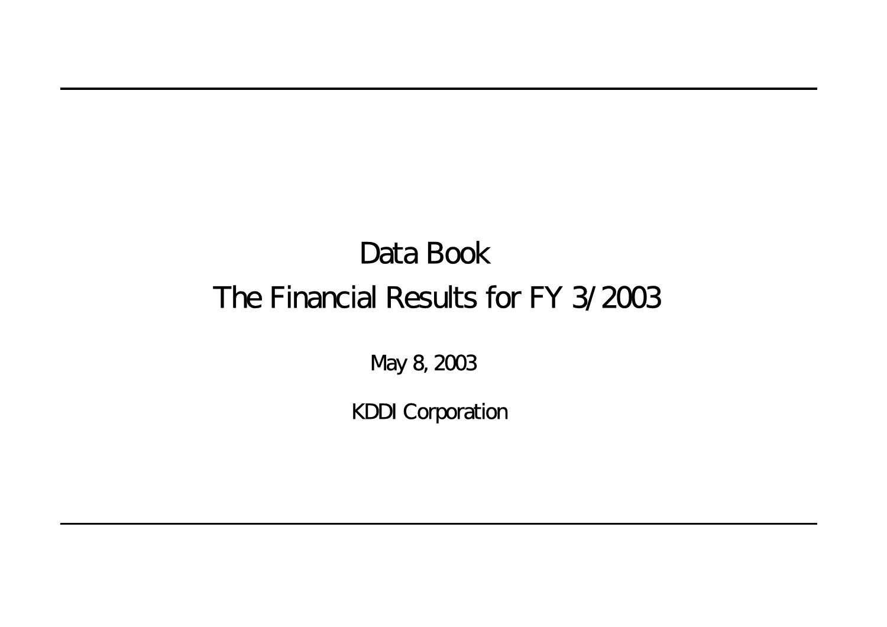# Data Book
# The Financial Results for FY 3/2003

May 8, 2003

KDDI Corporation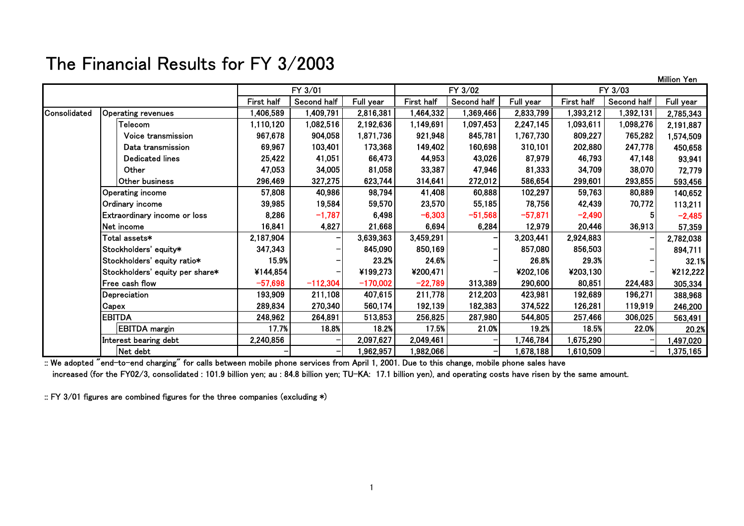# The Financial Results for FY 3/2003

Million Yen

| | | FY 3/01 | | | FY 3/02 | | | FY 3/03 | | |
|---|---|---|---|---|---|---|---|---|---|---|
| | | First half | Second half | Full year | First half | Second half | Full year | First half | Second half | Full year |
| Consolidated | Operating revenues | 1,406,589 | 1,409,791 | 2,816,381 | 1,464,332 | 1,369,466 | 2,833,799 | 1,393,212 | 1,392,131 | 2,785,343 |
| | Telecom | 1,110,120 | 1,082,516 | 2,192,636 | 1,149,691 | 1,097,453 | 2,247,145 | 1,093,611 | 1,098,276 | 2,191,887 |
| | Voice transmission | 967,678 | 904,058 | 1,871,736 | 921,948 | 845,781 | 1,767,730 | 809,227 | 765,282 | 1,574,509 |
| | Data transmission | 69,967 | 103,401 | 173,368 | 149,402 | 160,698 | 310,101 | 202,880 | 247,778 | 450,658 |
| | Dedicated lines | 25,422 | 41,051 | 66,473 | 44,953 | 43,026 | 87,979 | 46,793 | 47,148 | 93,941 |
| | Other | 47,053 | 34,005 | 81,058 | 33,387 | 47,946 | 81,333 | 34,709 | 38,070 | 72,779 |
| | Other business | 296,469 | 327,275 | 623,744 | 314,641 | 272,012 | 586,654 | 299,601 | 293,855 | 593,456 |
| | Operating income | 57,808 | 40,986 | 98,794 | 41,408 | 60,888 | 102,297 | 59,763 | 80,889 | 140,652 |
| | Ordinary income | 39,985 | 19,584 | 59,570 | 23,570 | 55,185 | 78,756 | 42,439 | 70,772 | 113,211 |
| | Extraordinary income or loss | 8,286 | −1,787 | 6,498 | −6,303 | −51,568 | −57,871 | −2,490 | 5 | −2,485 |
| | Net income | 16,841 | 4,827 | 21,668 | 6,694 | 6,284 | 12,979 | 20,446 | 36,913 | 57,359 |
| | Total assets* | 2,187,904 | − | 3,639,363 | 3,459,291 | − | 3,203,441 | 2,924,883 | − | 2,782,038 |
| | Stockholders' equity* | 347,343 | − | 845,090 | 850,169 | − | 857,080 | 856,503 | − | 894,711 |
| | Stockholders' equity ratio* | 15.9% | − | 23.2% | 24.6% | − | 26.8% | 29.3% | − | 32.1% |
| | Stockholders' equity per share* | ¥144,854 | − | ¥199,273 | ¥200,471 | − | ¥202,106 | ¥203,130 | − | ¥212,222 |
| | Free cash flow | −57,698 | −112,304 | −170,002 | −22,789 | 313,389 | 290,600 | 80,851 | 224,483 | 305,334 |
| | Depreciation | 193,909 | 211,108 | 407,615 | 211,778 | 212,203 | 423,981 | 192,689 | 196,271 | 388,968 |
| | Capex | 289,834 | 270,340 | 560,174 | 192,139 | 182,383 | 374,522 | 126,281 | 119,919 | 246,200 |
| | EBITDA | 248,962 | 264,891 | 513,853 | 256,825 | 287,980 | 544,805 | 257,466 | 306,025 | 563,491 |
| | EBITDA margin | 17.7% | 18.8% | 18.2% | 17.5% | 21.0% | 19.2% | 18.5% | 22.0% | 20.2% |
| | Interest bearing debt | 2,240,856 | − | 2,097,627 | 2,049,461 | − | 1,746,784 | 1,675,290 | − | 1,497,020 |
| | Net debt | − | − | 1,962,957 | 1,982,066 | − | 1,678,188 | 1,610,509 | − | 1,375,165 |

:: We adopted "end-to-end charging" for calls between mobile phone services from April 1, 2001. Due to this change, mobile phone sales have increased (for the FY02/3, consolidated : 101.9 billion yen; au : 84.8 billion yen; TU-KA: 17.1 billion yen), and operating costs have risen by the same amount.

:: FY 3/01 figures are combined figures for the three companies (excluding *)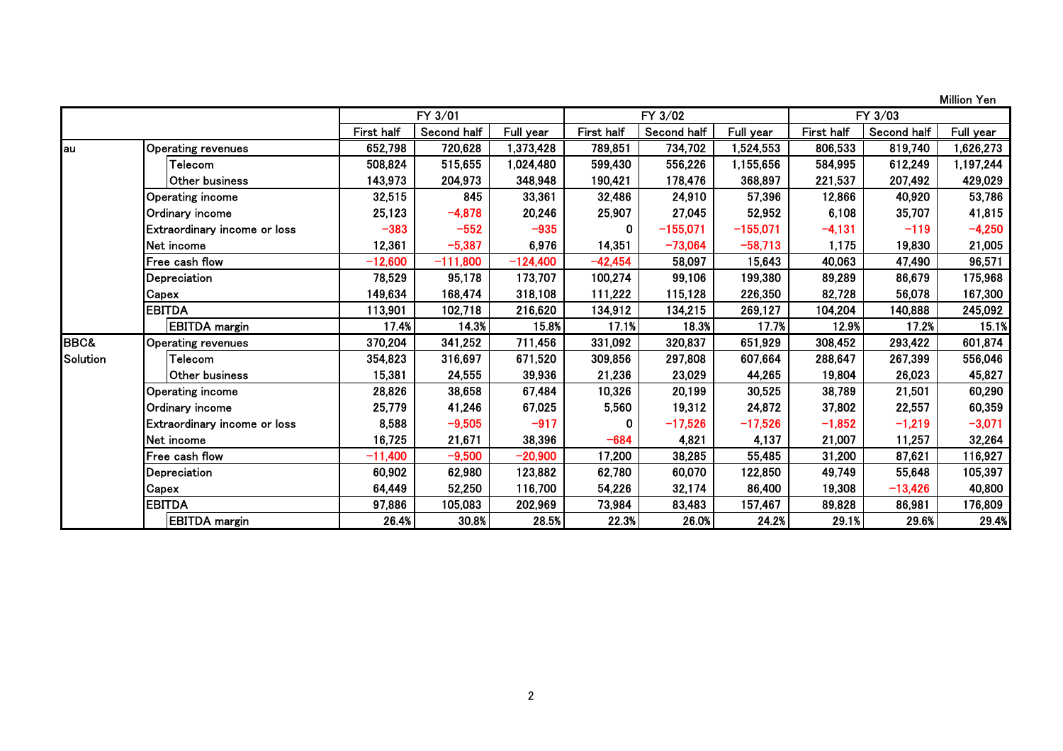Million Yen

| | | FY 3/01 | | | FY 3/02 | | | FY 3/03 | | |
|---|---|---|---|---|---|---|---|---|---|---|
| | | First half | Second half | Full year | First half | Second half | Full year | First half | Second half | Full year |
| au | Operating revenues | 652,798 | 720,628 | 1,373,428 | 789,851 | 734,702 | 1,524,553 | 806,533 | 819,740 | 1,626,273 |
| | Telecom | 508,824 | 515,655 | 1,024,480 | 599,430 | 556,226 | 1,155,656 | 584,995 | 612,249 | 1,197,244 |
| | Other business | 143,973 | 204,973 | 348,948 | 190,421 | 178,476 | 368,897 | 221,537 | 207,492 | 429,029 |
| | Operating income | 32,515 | 845 | 33,361 | 32,486 | 24,910 | 57,396 | 12,866 | 40,920 | 53,786 |
| | Ordinary income | 25,123 | −4,878 | 20,246 | 25,907 | 27,045 | 52,952 | 6,108 | 35,707 | 41,815 |
| | Extraordinary income or loss | −383 | −552 | −935 | 0 | −155,071 | −155,071 | −4,131 | −119 | −4,250 |
| | Net income | 12,361 | −5,387 | 6,976 | 14,351 | −73,064 | −58,713 | 1,175 | 19,830 | 21,005 |
| | Free cash flow | −12,600 | −111,800 | −124,400 | −42,454 | 58,097 | 15,643 | 40,063 | 47,490 | 96,571 |
| | Depreciation | 78,529 | 95,178 | 173,707 | 100,274 | 99,106 | 199,380 | 89,289 | 86,679 | 175,968 |
| | Capex | 149,634 | 168,474 | 318,108 | 111,222 | 115,128 | 226,350 | 82,728 | 56,078 | 167,300 |
| | EBITDA | 113,901 | 102,718 | 216,620 | 134,912 | 134,215 | 269,127 | 104,204 | 140,888 | 245,092 |
| | EBITDA margin | 17.4% | 14.3% | 15.8% | 17.1% | 18.3% | 17.7% | 12.9% | 17.2% | 15.1% |
| BBC& Solution | Operating revenues | 370,204 | 341,252 | 711,456 | 331,092 | 320,837 | 651,929 | 308,452 | 293,422 | 601,874 |
| | Telecom | 354,823 | 316,697 | 671,520 | 309,856 | 297,808 | 607,664 | 288,647 | 267,399 | 556,046 |
| | Other business | 15,381 | 24,555 | 39,936 | 21,236 | 23,029 | 44,265 | 19,804 | 26,023 | 45,827 |
| | Operating income | 28,826 | 38,658 | 67,484 | 10,326 | 20,199 | 30,525 | 38,789 | 21,501 | 60,290 |
| | Ordinary income | 25,779 | 41,246 | 67,025 | 5,560 | 19,312 | 24,872 | 37,802 | 22,557 | 60,359 |
| | Extraordinary income or loss | 8,588 | −9,505 | −917 | 0 | −17,526 | −17,526 | −1,852 | −1,219 | −3,071 |
| | Net income | 16,725 | 21,671 | 38,396 | −684 | 4,821 | 4,137 | 21,007 | 11,257 | 32,264 |
| | Free cash flow | −11,400 | −9,500 | −20,900 | 17,200 | 38,285 | 55,485 | 31,200 | 87,621 | 116,927 |
| | Depreciation | 60,902 | 62,980 | 123,882 | 62,780 | 60,070 | 122,850 | 49,749 | 55,648 | 105,397 |
| | Capex | 64,449 | 52,250 | 116,700 | 54,226 | 32,174 | 86,400 | 19,308 | −13,426 | 40,800 |
| | EBITDA | 97,886 | 105,083 | 202,969 | 73,984 | 83,483 | 157,467 | 89,828 | 86,981 | 176,809 |
| | EBITDA margin | 26.4% | 30.8% | 28.5% | 22.3% | 26.0% | 24.2% | 29.1% | 29.6% | 29.4% |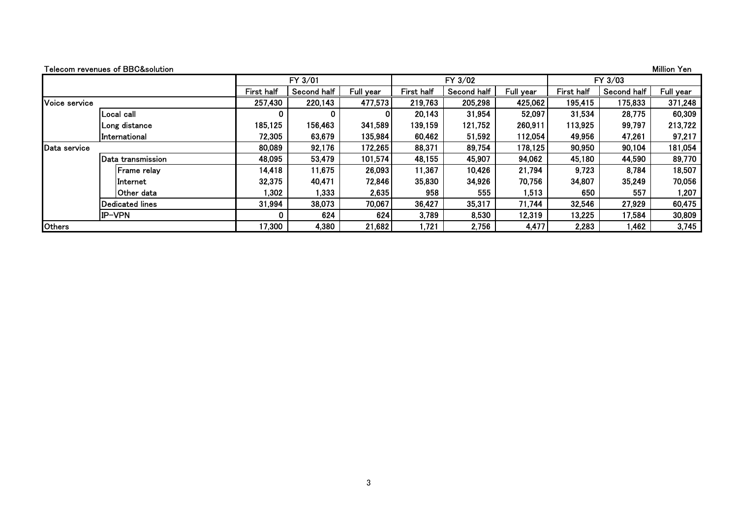Telecom revenues of BBC&solution

Million Yen

| | | | FY 3/01 | | | FY 3/02 | | | FY 3/03 | | |
|---|---|---|---|---|---|---|---|---|---|---|---|
| | | | First half | Second half | Full year | First half | Second half | Full year | First half | Second half | Full year |
| Voice service | | | 257,430 | 220,143 | 477,573 | 219,763 | 205,298 | 425,062 | 195,415 | 175,833 | 371,248 |
| | Local call | | 0 | 0 | 0 | 20,143 | 31,954 | 52,097 | 31,534 | 28,775 | 60,309 |
| | Long distance | | 185,125 | 156,463 | 341,589 | 139,159 | 121,752 | 260,911 | 113,925 | 99,797 | 213,722 |
| | International | | 72,305 | 63,679 | 135,984 | 60,462 | 51,592 | 112,054 | 49,956 | 47,261 | 97,217 |
| Data service | | | 80,089 | 92,176 | 172,265 | 88,371 | 89,754 | 178,125 | 90,950 | 90,104 | 181,054 |
| | Data transmission | | 48,095 | 53,479 | 101,574 | 48,155 | 45,907 | 94,062 | 45,180 | 44,590 | 89,770 |
| | | Frame relay | 14,418 | 11,675 | 26,093 | 11,367 | 10,426 | 21,794 | 9,723 | 8,784 | 18,507 |
| | | Internet | 32,375 | 40,471 | 72,846 | 35,830 | 34,926 | 70,756 | 34,807 | 35,249 | 70,056 |
| | | Other data | 1,302 | 1,333 | 2,635 | 958 | 555 | 1,513 | 650 | 557 | 1,207 |
| | Dedicated lines | | 31,994 | 38,073 | 70,067 | 36,427 | 35,317 | 71,744 | 32,546 | 27,929 | 60,475 |
| | IP-VPN | | 0 | 624 | 624 | 3,789 | 8,530 | 12,319 | 13,225 | 17,584 | 30,809 |
| Others | | | 17,300 | 4,380 | 21,682 | 1,721 | 2,756 | 4,477 | 2,283 | 1,462 | 3,745 |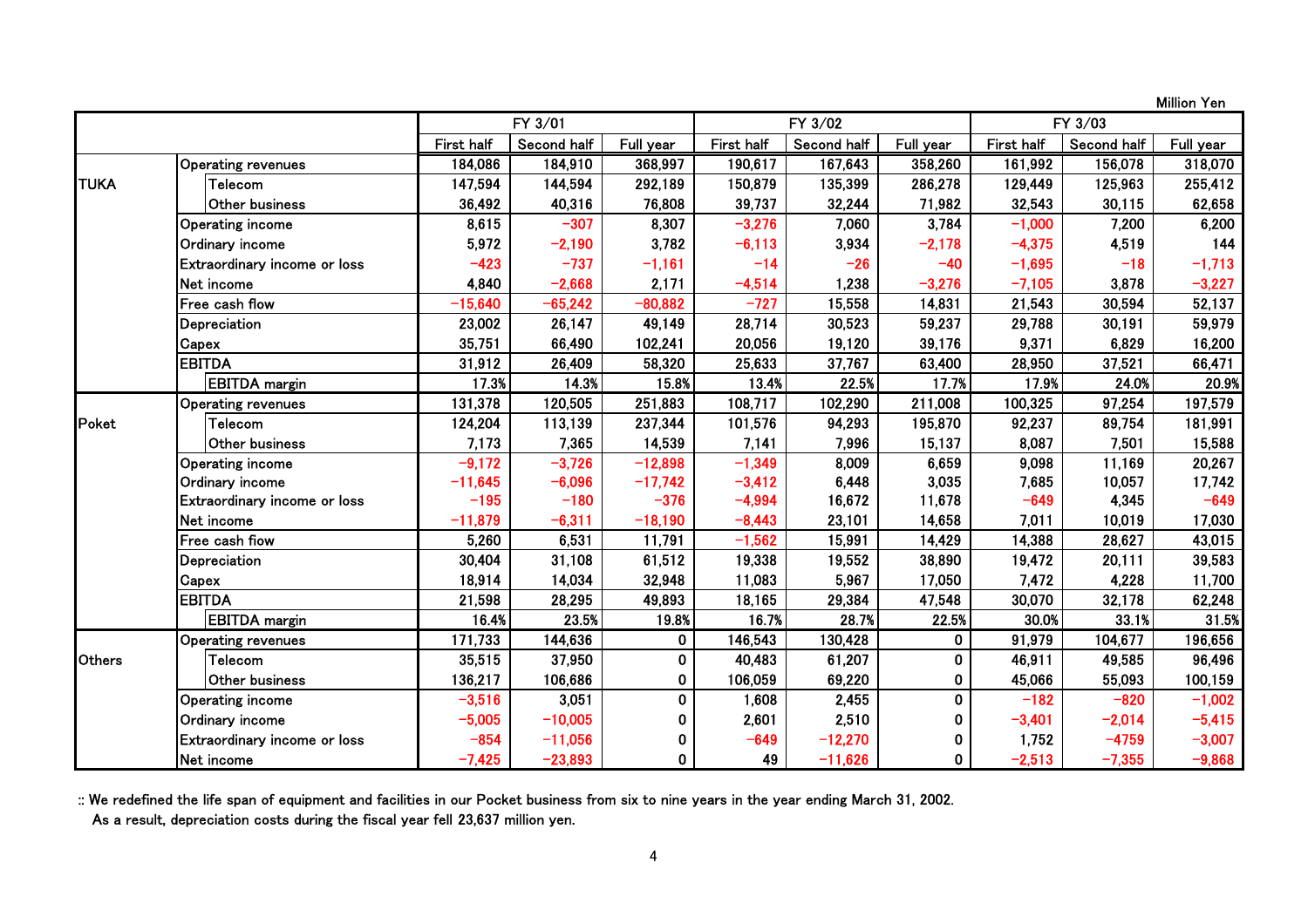Million Yen

| | | FY 3/01 | | | FY 3/02 | | | FY 3/03 | | |
|---|---|---|---|---|---|---|---|---|---|---|
| | | First half | Second half | Full year | First half | Second half | Full year | First half | Second half | Full year |
| TUKA | Operating revenues | 184,086 | 184,910 | 368,997 | 190,617 | 167,643 | 358,260 | 161,992 | 156,078 | 318,070 |
| | Telecom | 147,594 | 144,594 | 292,189 | 150,879 | 135,399 | 286,278 | 129,449 | 125,963 | 255,412 |
| | Other business | 36,492 | 40,316 | 76,808 | 39,737 | 32,244 | 71,982 | 32,543 | 30,115 | 62,658 |
| | Operating income | 8,615 | −307 | 8,307 | −3,276 | 7,060 | 3,784 | −1,000 | 7,200 | 6,200 |
| | Ordinary income | 5,972 | −2,190 | 3,782 | −6,113 | 3,934 | −2,178 | −4,375 | 4,519 | 144 |
| | Extraordinary income or loss | −423 | −737 | −1,161 | −14 | −26 | −40 | −1,695 | −18 | −1,713 |
| | Net income | 4,840 | −2,668 | 2,171 | −4,514 | 1,238 | −3,276 | −7,105 | 3,878 | −3,227 |
| | Free cash flow | −15,640 | −65,242 | −80,882 | −727 | 15,558 | 14,831 | 21,543 | 30,594 | 52,137 |
| | Depreciation | 23,002 | 26,147 | 49,149 | 28,714 | 30,523 | 59,237 | 29,788 | 30,191 | 59,979 |
| | Capex | 35,751 | 66,490 | 102,241 | 20,056 | 19,120 | 39,176 | 9,371 | 6,829 | 16,200 |
| | EBITDA | 31,912 | 26,409 | 58,320 | 25,633 | 37,767 | 63,400 | 28,950 | 37,521 | 66,471 |
| | EBITDA margin | 17.3% | 14.3% | 15.8% | 13.4% | 22.5% | 17.7% | 17.9% | 24.0% | 20.9% |
| Poket | Operating revenues | 131,378 | 120,505 | 251,883 | 108,717 | 102,290 | 211,008 | 100,325 | 97,254 | 197,579 |
| | Telecom | 124,204 | 113,139 | 237,344 | 101,576 | 94,293 | 195,870 | 92,237 | 89,754 | 181,991 |
| | Other business | 7,173 | 7,365 | 14,539 | 7,141 | 7,996 | 15,137 | 8,087 | 7,501 | 15,588 |
| | Operating income | −9,172 | −3,726 | −12,898 | −1,349 | 8,009 | 6,659 | 9,098 | 11,169 | 20,267 |
| | Ordinary income | −11,645 | −6,096 | −17,742 | −3,412 | 6,448 | 3,035 | 7,685 | 10,057 | 17,742 |
| | Extraordinary income or loss | −195 | −180 | −376 | −4,994 | 16,672 | 11,678 | −649 | 4,345 | −649 |
| | Net income | −11,879 | −6,311 | −18,190 | −8,443 | 23,101 | 14,658 | 7,011 | 10,019 | 17,030 |
| | Free cash flow | 5,260 | 6,531 | 11,791 | −1,562 | 15,991 | 14,429 | 14,388 | 28,627 | 43,015 |
| | Depreciation | 30,404 | 31,108 | 61,512 | 19,338 | 19,552 | 38,890 | 19,472 | 20,111 | 39,583 |
| | Capex | 18,914 | 14,034 | 32,948 | 11,083 | 5,967 | 17,050 | 7,472 | 4,228 | 11,700 |
| | EBITDA | 21,598 | 28,295 | 49,893 | 18,165 | 29,384 | 47,548 | 30,070 | 32,178 | 62,248 |
| | EBITDA margin | 16.4% | 23.5% | 19.8% | 16.7% | 28.7% | 22.5% | 30.0% | 33.1% | 31.5% |
| Others | Operating revenues | 171,733 | 144,636 | 0 | 146,543 | 130,428 | 0 | 91,979 | 104,677 | 196,656 |
| | Telecom | 35,515 | 37,950 | 0 | 40,483 | 61,207 | 0 | 46,911 | 49,585 | 96,496 |
| | Other business | 136,217 | 106,686 | 0 | 106,059 | 69,220 | 0 | 45,066 | 55,093 | 100,159 |
| | Operating income | −3,516 | 3,051 | 0 | 1,608 | 2,455 | 0 | −182 | −820 | −1,002 |
| | Ordinary income | −5,005 | −10,005 | 0 | 2,601 | 2,510 | 0 | −3,401 | −2,014 | −5,415 |
| | Extraordinary income or loss | −854 | −11,056 | 0 | −649 | −12,270 | 0 | 1,752 | −4759 | −3,007 |
| | Net income | −7,425 | −23,893 | 0 | 49 | −11,626 | 0 | −2,513 | −7,355 | −9,868 |

:: We redefined the life span of equipment and facilities in our Pocket business from six to nine years in the year ending March 31, 2002.
As a result, depreciation costs during the fiscal year fell 23,637 million yen.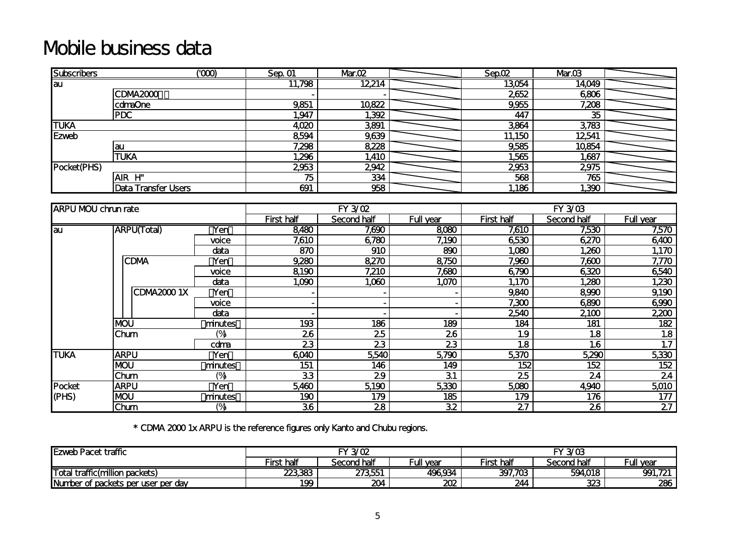# Mobile business data

| Subscribers | | ('000) | Sep. 01 | Mar.02 | | Sep.02 | Mar.03 | |
|---|---|---|---|---|---|---|---|---|
| au | | | 11,798 | 12,214 | | 13,054 | 14,049 | |
| | CDMA2000 | | - | - | | 2,652 | 6,806 | |
| | cdmaOne | | 9,851 | 10,822 | | 9,955 | 7,208 | |
| | PDC | | 1,947 | 1,392 | | 447 | 35 | |
| TUKA | | | 4,020 | 3,891 | | 3,864 | 3,783 | |
| Ezweb | | | 8,594 | 9,639 | | 11,150 | 12,541 | |
| | au | | 7,298 | 8,228 | | 9,585 | 10,854 | |
| | TUKA | | 1,296 | 1,410 | | 1,565 | 1,687 | |
| Pocket(PHS) | | | 2,953 | 2,942 | | 2,953 | 2,975 | |
| | AIR H" | | 75 | 334 | | 568 | 765 | |
| | Data Transfer Users | | 691 | 958 | | 1,186 | 1,390 | |

| ARPU MOU chrun rate | | | | FY 3/02 | | | FY 3/03 | | |
|---|---|---|---|---|---|---|---|---|---|
| | | | | First half | Second half | Full year | First half | Second half | Full year |
| au | ARPU(Total) | | Yen | 8,480 | 7,690 | 8,080 | 7,610 | 7,530 | 7,570 |
| | | | voice | 7,610 | 6,780 | 7,190 | 6,530 | 6,270 | 6,400 |
| | | | data | 870 | 910 | 890 | 1,080 | 1,260 | 1,170 |
| | | CDMA | Yen | 9,280 | 8,270 | 8,750 | 7,960 | 7,600 | 7,770 |
| | | | voice | 8,190 | 7,210 | 7,680 | 6,790 | 6,320 | 6,540 |
| | | | data | 1,090 | 1,060 | 1,070 | 1,170 | 1,280 | 1,230 |
| | | CDMA2000 1X | Yen | - | - | - | 9,840 | 8,990 | 9,190 |
| | | | voice | - | - | - | 7,300 | 6,890 | 6,990 |
| | | | data | - | - | - | 2,540 | 2,100 | 2,200 |
| | MOU | | minutes | 193 | 186 | 189 | 184 | 181 | 182 |
| | Churn | | (%) | 2.6 | 2.5 | 2.6 | 1.9 | 1.8 | 1.8 |
| | | | cdma | 2.3 | 2.3 | 2.3 | 1.8 | 1.6 | 1.7 |
| TUKA | ARPU | | Yen | 6,040 | 5,540 | 5,790 | 5,370 | 5,290 | 5,330 |
| | MOU | | minutes | 151 | 146 | 149 | 152 | 152 | 152 |
| | Churn | | (%) | 3.3 | 2.9 | 3.1 | 2.5 | 2.4 | 2.4 |
| Pocket (PHS) | ARPU | | Yen | 5,460 | 5,190 | 5,330 | 5,080 | 4,940 | 5,010 |
| | MOU | | minutes | 190 | 179 | 185 | 179 | 176 | 177 |
| | Churn | | (%) | 3.6 | 2.8 | 3.2 | 2.7 | 2.6 | 2.7 |

* CDMA 2000 1x ARPU is the reference figures only Kanto and Chubu regions.

| Ezweb Pacet traffic | FY 3/02 | | | FY 3/03 | | |
|---|---|---|---|---|---|---|
| | First half | Second half | Full year | First half | Second half | Full year |
| Total traffic(million packets) | 223,383 | 273,551 | 496,934 | 397,703 | 594,018 | 991,721 |
| Number of packets per user per day | 199 | 204 | 202 | 244 | 323 | 286 |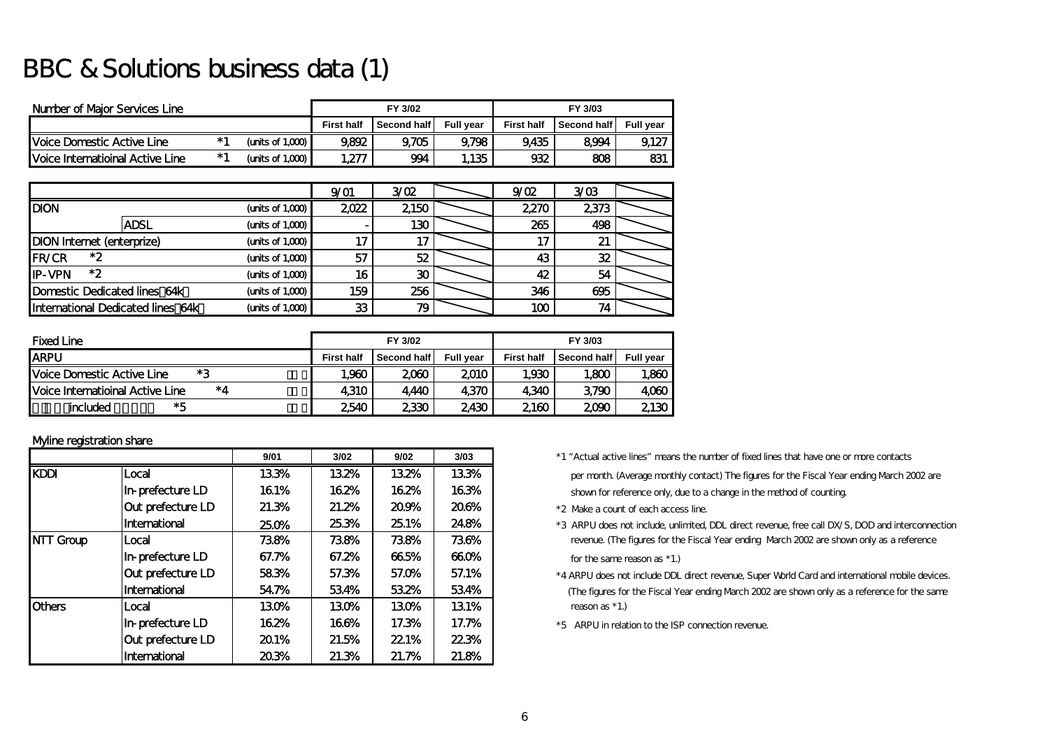# BBC & Solutions business data (1)

| Number of Major Services Line | | | FY 3/02 | | | FY 3/03 | | |
|---|---|---|---|---|---|---|---|---|
| | | | First half | Second half | Full year | First half | Second half | Full year |
| Voice Domestic Active Line | *1 | (units of 1,000) | 9,892 | 9,705 | 9,798 | 9,435 | 8,994 | 9,127 |
| Voice Internatioinal Active Line | *1 | (units of 1,000) | 1,277 | 994 | 1,135 | 932 | 808 | 831 |

| | | | 9/01 | 3/02 | | 9/02 | 3/03 | |
|---|---|---|---|---|---|---|---|---|
| DION | | (units of 1,000) | 2,022 | 2,150 | | 2,270 | 2,373 | |
| | ADSL | (units of 1,000) | - | 130 | | 265 | 498 | |
| DION Internet (enterprize) | | (units of 1,000) | 17 | 17 | | 17 | 21 | |
| FR/CR *2 | | (units of 1,000) | 57 | 52 | | 43 | 32 | |
| IP-VPN *2 | | (units of 1,000) | 16 | 30 | | 42 | 54 | |
| Domestic Dedicated lines（64k） | | (units of 1,000) | 159 | 256 | | 346 | 695 | |
| International Dedicated lines（64k） | | (units of 1,000) | 33 | 79 | | 100 | 74 | |

| Fixed Line | | | FY 3/02 | | | FY 3/03 | | |
|---|---|---|---|---|---|---|---|---|
| ARPU | | | First half | Second half | Full year | First half | Second half | Full year |
| Voice Domestic Active Line | *3 | | 1,960 | 2,060 | 2,010 | 1,930 | 1,800 | 1,860 |
| Voice Internatioinal Active Line | *4 | | 4,310 | 4,440 | 4,370 | 4,340 | 3,790 | 4,060 |
| included | *5 | | 2,540 | 2,330 | 2,430 | 2,160 | 2,090 | 2,130 |

Myline registration share

| | | 9/01 | 3/02 | 9/02 | 3/03 |
|---|---|---|---|---|---|
| KDDI | Local | 13.3% | 13.2% | 13.2% | 13.3% |
| | In-prefecture LD | 16.1% | 16.2% | 16.2% | 16.3% |
| | Out prefecture LD | 21.3% | 21.2% | 20.9% | 20.6% |
| | International | 25.0% | 25.3% | 25.1% | 24.8% |
| NTT Group | Local | 73.8% | 73.8% | 73.8% | 73.6% |
| | In-prefecture LD | 67.7% | 67.2% | 66.5% | 66.0% |
| | Out prefecture LD | 58.3% | 57.3% | 57.0% | 57.1% |
| | International | 54.7% | 53.4% | 53.2% | 53.4% |
| Others | Local | 13.0% | 13.0% | 13.0% | 13.1% |
| | In-prefecture LD | 16.2% | 16.6% | 17.3% | 17.7% |
| | Out prefecture LD | 20.1% | 21.5% | 22.1% | 22.3% |
| | International | 20.3% | 21.3% | 21.7% | 21.8% |

*1 "Actual active lines" means the number of fixed lines that have one or more contacts per month. (Average monthly contact) The figures for the Fiscal Year ending March 2002 are shown for reference only, due to a change in the method of counting.

*2 Make a count of each access line.

*3 ARPU does not include, unlimited, DDL direct revenue, free call DX/S, DOD and interconnection revenue. (The figures for the Fiscal Year ending March 2002 are shown only as a reference for the same reason as *1.)

*4 ARPU does not include DDL direct revenue, Super World Card and international mobile devices. (The figures for the Fiscal Year ending March 2002 are shown only as a reference for the same reason as *1.)

*5 ARPU in relation to the ISP connection revenue.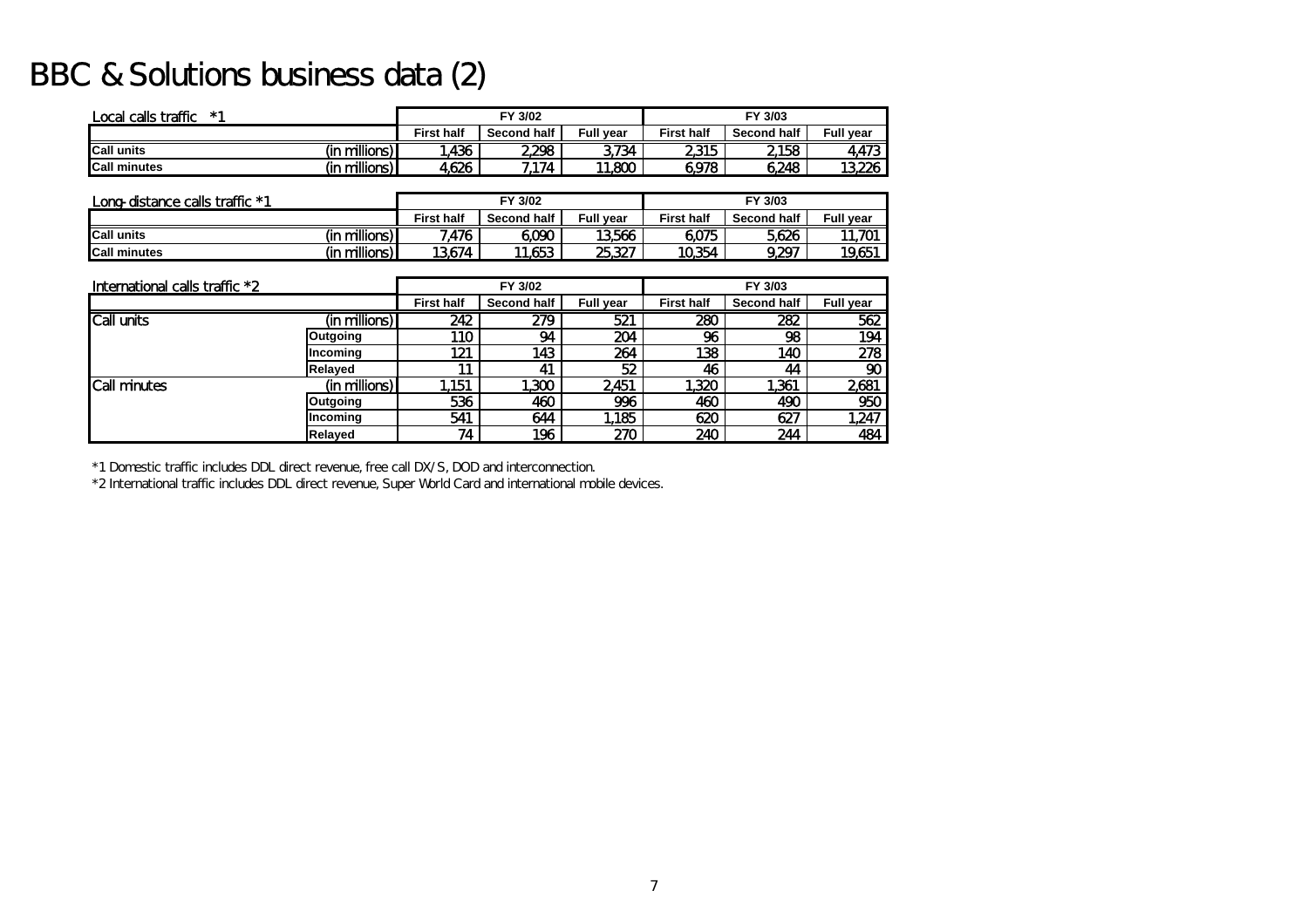# BBC & Solutions business data (2)

| Local calls traffic *1 | | FY 3/02 | | | FY 3/03 | | |
|---|---|---|---|---|---|---|---|
| | | First half | Second half | Full year | First half | Second half | Full year |
| **Call units** | (in millions) | 1,436 | 2,298 | 3,734 | 2,315 | 2,158 | 4,473 |
| **Call minutes** | (in millions) | 4,626 | 7,174 | 11,800 | 6,978 | 6,248 | 13,226 |

| Long-distance calls traffic *1 | | FY 3/02 | | | FY 3/03 | | |
|---|---|---|---|---|---|---|---|
| | | First half | Second half | Full year | First half | Second half | Full year |
| **Call units** | (in millions) | 7,476 | 6,090 | 13,566 | 6,075 | 5,626 | 11,701 |
| **Call minutes** | (in millions) | 13,674 | 11,653 | 25,327 | 10,354 | 9,297 | 19,651 |

| International calls traffic *2 | | FY 3/02 | | | FY 3/03 | | |
|---|---|---|---|---|---|---|---|
| | | First half | Second half | Full year | First half | Second half | Full year |
| Call units | (in millions) | 242 | 279 | 521 | 280 | 282 | 562 |
| | **Outgoing** | 110 | 94 | 204 | 96 | 98 | 194 |
| | **Incoming** | 121 | 143 | 264 | 138 | 140 | 278 |
| | **Relayed** | 11 | 41 | 52 | 46 | 44 | 90 |
| Call minutes | (in millions) | 1,151 | 1,300 | 2,451 | 1,320 | 1,361 | 2,681 |
| | **Outgoing** | 536 | 460 | 996 | 460 | 490 | 950 |
| | **Incoming** | 541 | 644 | 1,185 | 620 | 627 | 1,247 |
| | **Relayed** | 74 | 196 | 270 | 240 | 244 | 484 |

*1 Domestic traffic includes DDL direct revenue, free call DX/S, DOD and interconnection.

*2 International traffic includes DDL direct revenue, Super World Card and international mobile devices.